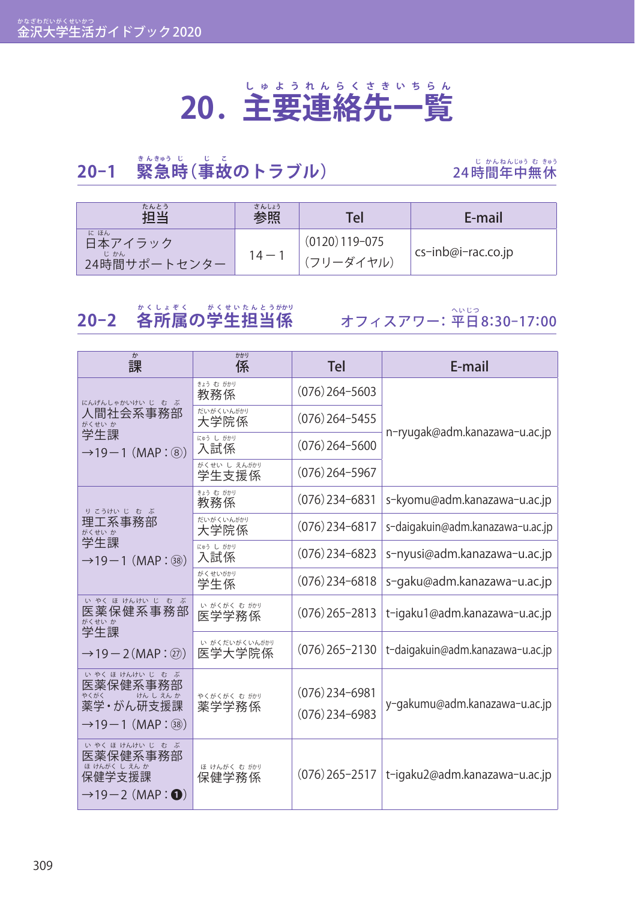# 20．主要連絡先一覧

## 20-1　緊急時（事故のトラブル）　24時間年中無休

| 担当 | 参照 | Tel | E-mail |
|---|---|---|---|
| 日本アイラック 24時間サポートセンター | 14－1 | (0120) 119-075（フリーダイヤル） | cs-inb@i-rac.co.jp |

## 20-2　各所属の学生担当係　オフィスアワー：平日8:30-17:00

| 課 | 係 | Tel | E-mail |
|---|---|---|---|
| 人間社会系事務部 学生課 →19－1（MAP：⑧） | 教務係 | (076) 264-5603 | n-ryugak@adm.kanazawa-u.ac.jp |
| | 大学院係 | (076) 264-5455 | |
| | 入試係 | (076) 264-5600 | |
| | 学生支援係 | (076) 264-5967 | |
| 理工系事務部 学生課 →19－1（MAP：㊳） | 教務係 | (076) 234-6831 | s-kyomu@adm.kanazawa-u.ac.jp |
| | 大学院係 | (076) 234-6817 | s-daigakuin@adm.kanazawa-u.ac.jp |
| | 入試係 | (076) 234-6823 | s-nyusi@adm.kanazawa-u.ac.jp |
| | 学生係 | (076) 234-6818 | s-gaku@adm.kanazawa-u.ac.jp |
| 医薬保健系事務部 学生課 →19－2（MAP：㉗） | 医学学務係 | (076) 265-2813 | t-igaku1@adm.kanazawa-u.ac.jp |
| | 医学大学院係 | (076) 265-2130 | t-daigakuin@adm.kanazawa-u.ac.jp |
| 医薬保健系事務部 薬学・がん研支援課 →19－1（MAP：㊳） | 薬学学務係 | (076) 234-6981 (076) 234-6983 | y-gakumu@adm.kanazawa-u.ac.jp |
| 医薬保健系事務部 保健学支援課 →19－2（MAP：❶） | 保健学務係 | (076) 265-2517 | t-igaku2@adm.kanazawa-u.ac.jp |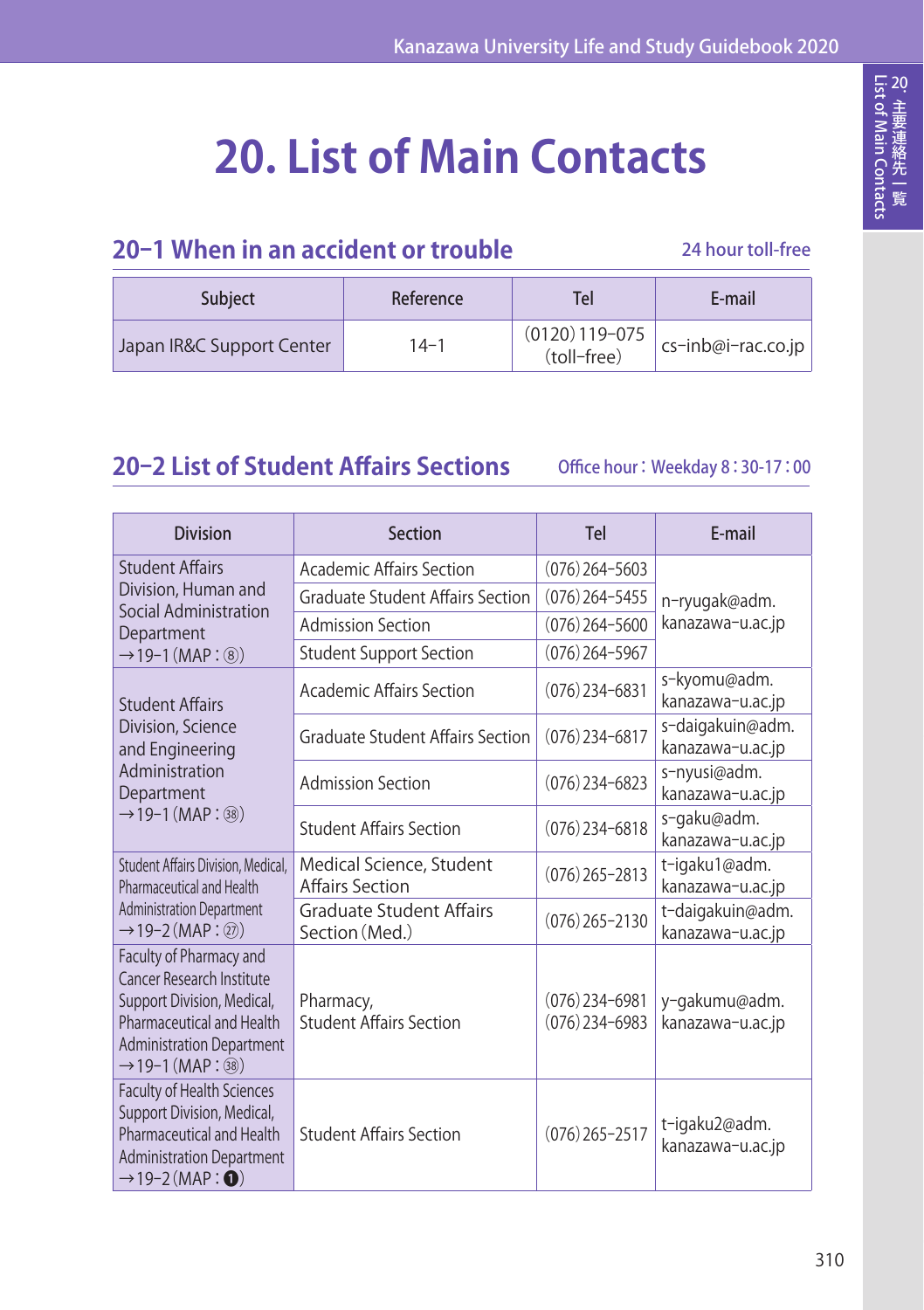# 20. List of Main Contacts

## 20-1 When in an accident or trouble

24 hour toll-free

| Subject | Reference | Tel | E-mail |
|---|---|---|---|
| Japan IR&C Support Center | 14-1 | (0120) 119-075 (toll-free) | cs-inb@i-rac.co.jp |

## 20-2 List of Student Affairs Sections

Office hour：Weekday 8：30-17：00

| Division | Section | Tel | E-mail |
|---|---|---|---|
| Student Affairs Division, Human and Social Administration Department →19-1 (MAP：⑧) | Academic Affairs Section | (076) 264-5603 | n-ryugak@adm.kanazawa-u.ac.jp |
| | Graduate Student Affairs Section | (076) 264-5455 | |
| | Admission Section | (076) 264-5600 | |
| | Student Support Section | (076) 264-5967 | |
| Student Affairs Division, Science and Engineering Administration Department →19-1 (MAP：㊳) | Academic Affairs Section | (076) 234-6831 | s-kyomu@adm.kanazawa-u.ac.jp |
| | Graduate Student Affairs Section | (076) 234-6817 | s-daigakuin@adm.kanazawa-u.ac.jp |
| | Admission Section | (076) 234-6823 | s-nyusi@adm.kanazawa-u.ac.jp |
| | Student Affairs Section | (076) 234-6818 | s-gaku@adm.kanazawa-u.ac.jp |
| Student Affairs Division, Medical, Pharmaceutical and Health Administration Department →19-2 (MAP：㉗) | Medical Science, Student Affairs Section | (076) 265-2813 | t-igaku1@adm.kanazawa-u.ac.jp |
| | Graduate Student Affairs Section (Med.) | (076) 265-2130 | t-daigakuin@adm.kanazawa-u.ac.jp |
| Faculty of Pharmacy and Cancer Research Institute Support Division, Medical, Pharmaceutical and Health Administration Department →19-1 (MAP：㊳) | Pharmacy, Student Affairs Section | (076) 234-6981<br>(076) 234-6983 | y-gakumu@adm.kanazawa-u.ac.jp |
| Faculty of Health Sciences Support Division, Medical, Pharmaceutical and Health Administration Department →19-2 (MAP：❶) | Student Affairs Section | (076) 265-2517 | t-igaku2@adm.kanazawa-u.ac.jp |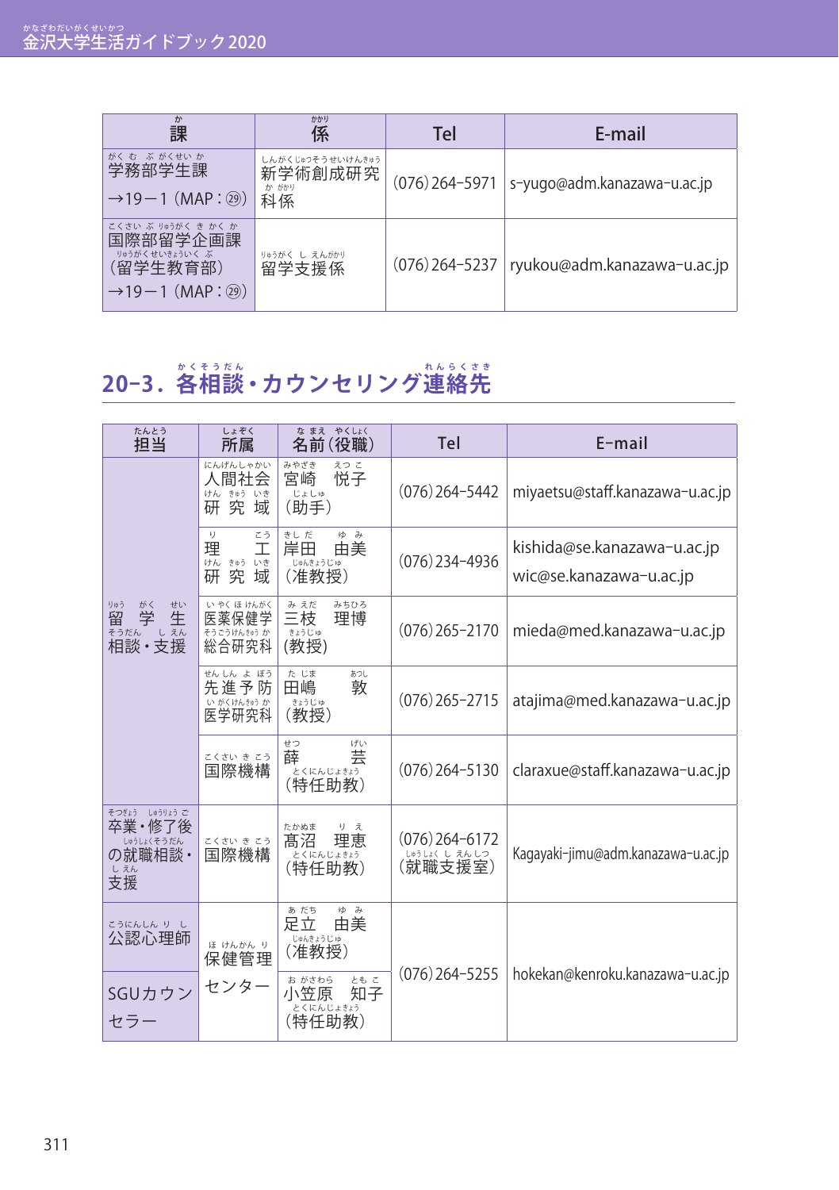| 課 | 係 | Tel | E-mail |
|---|---|---|---|
| 学務部学生課 →19－1（MAP：㉙） | 新学術創成研究科係 | (076) 264-5971 | s-yugo@adm.kanazawa-u.ac.jp |
| 国際部留学企画課（留学生教育部）→19－1（MAP：㉙） | 留学支援係 | (076) 264-5237 | ryukou@adm.kanazawa-u.ac.jp |

## 20-3．各相談・カウンセリング連絡先

| 担当 | 所属 | 名前（役職） | Tel | E-mail |
|---|---|---|---|---|
| 留学生相談・支援 | 人間社会研究域 | 宮崎　悦子（助手） | (076) 264-5442 | miyaetsu@staff.kanazawa-u.ac.jp |
| 留学生相談・支援 | 理工研究域 | 岸田　由美（准教授） | (076) 234-4936 | kishida@se.kanazawa-u.ac.jp wic@se.kanazawa-u.ac.jp |
| 留学生相談・支援 | 医薬保健学総合研究科 | 三枝　理博（教授） | (076) 265-2170 | mieda@med.kanazawa-u.ac.jp |
| 留学生相談・支援 | 先進予防医学研究科 | 田嶋　敦（教授） | (076) 265-2715 | atajima@med.kanazawa-u.ac.jp |
| 留学生相談・支援 | 国際機構 | 薛　芸（特任助教） | (076) 264-5130 | claraxue@staff.kanazawa-u.ac.jp |
| 卒業・修了後の就職相談・支援 | 国際機構 | 髙沼　理恵（特任助教） | (076) 264-6172（就職支援室） | Kagayaki-jimu@adm.kanazawa-u.ac.jp |
| 公認心理師 | 保健管理センター | 足立　由美（准教授） | (076) 264-5255 | hokekan@kenroku.kanazawa-u.ac.jp |
| SGUカウンセラー | 保健管理センター | 小笠原　知子（特任助教） | (076) 264-5255 | hokekan@kenroku.kanazawa-u.ac.jp |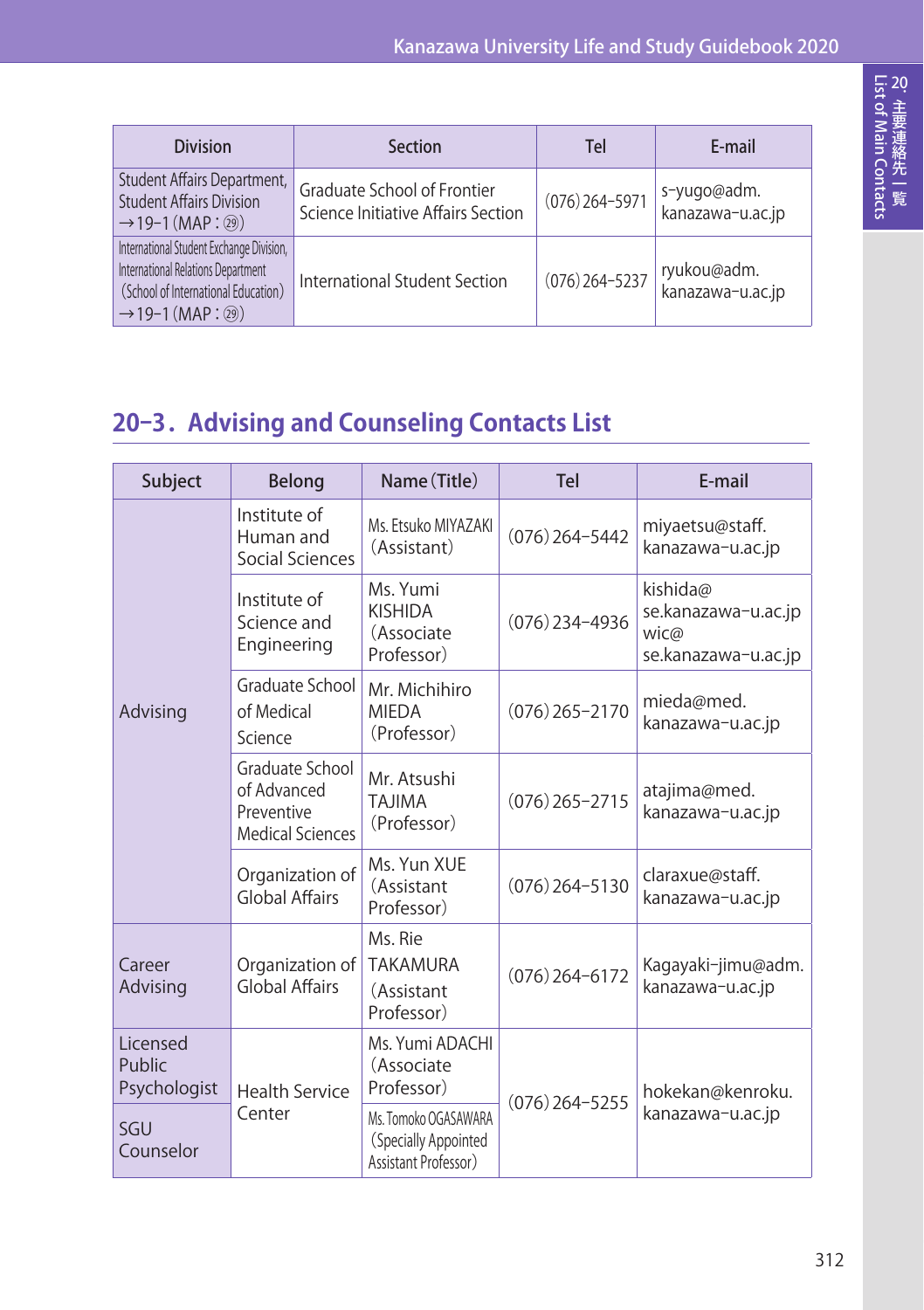| Division | Section | Tel | E-mail |
| --- | --- | --- | --- |
| Student Affairs Department, Student Affairs Division →19-1 (MAP : ㉙) | Graduate School of Frontier Science Initiative Affairs Section | (076) 264-5971 | s-yugo@adm.kanazawa-u.ac.jp |
| International Student Exchange Division, International Relations Department (School of International Education) →19-1 (MAP : ㉙) | International Student Section | (076) 264-5237 | ryukou@adm.kanazawa-u.ac.jp |

## 20-3. Advising and Counseling Contacts List

| Subject | Belong | Name (Title) | Tel | E-mail |
| --- | --- | --- | --- | --- |
| Advising | Institute of Human and Social Sciences | Ms. Etsuko MIYAZAKI (Assistant) | (076) 264-5442 | miyaetsu@staff.kanazawa-u.ac.jp |
| | Institute of Science and Engineering | Ms. Yumi KISHIDA (Associate Professor) | (076) 234-4936 | kishida@se.kanazawa-u.ac.jp wic@se.kanazawa-u.ac.jp |
| | Graduate School of Medical Science | Mr. Michihiro MIEDA (Professor) | (076) 265-2170 | mieda@med.kanazawa-u.ac.jp |
| | Graduate School of Advanced Preventive Medical Sciences | Mr. Atsushi TAJIMA (Professor) | (076) 265-2715 | atajima@med.kanazawa-u.ac.jp |
| | Organization of Global Affairs | Ms. Yun XUE (Assistant Professor) | (076) 264-5130 | claraxue@staff.kanazawa-u.ac.jp |
| Career Advising | Organization of Global Affairs | Ms. Rie TAKAMURA (Assistant Professor) | (076) 264-6172 | Kagayaki-jimu@adm.kanazawa-u.ac.jp |
| Licensed Public Psychologist | Health Service Center | Ms. Yumi ADACHI (Associate Professor) | (076) 264-5255 | hokekan@kenroku.kanazawa-u.ac.jp |
| SGU Counselor | | Ms. Tomoko OGASAWARA (Specially Appointed Assistant Professor) | | |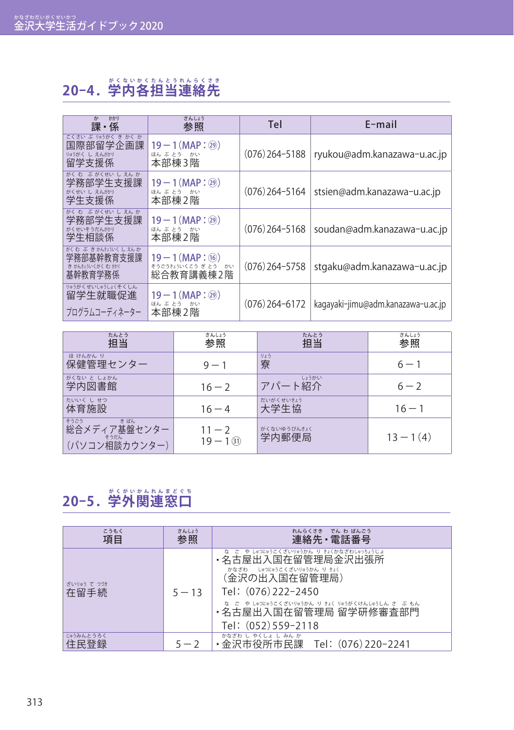## 20-4．学内各担当連絡先

| 課・係 | 参照 | Tel | E-mail |
|---|---|---|---|
| 国際部留学企画課 留学支援係 | 19－1（MAP：㉙） 本部棟3階 | （076）264-5188 | ryukou@adm.kanazawa-u.ac.jp |
| 学務部学生支援課 学生支援係 | 19－1（MAP：㉙） 本部棟2階 | （076）264-5164 | stsien@adm.kanazawa-u.ac.jp |
| 学務部学生支援課 学生相談係 | 19－1（MAP：㉙） 本部棟2階 | （076）264-5168 | soudan@adm.kanazawa-u.ac.jp |
| 学務部基幹教育支援課 基幹教育学務係 | 19－1（MAP：⑯） 総合教育講義棟2階 | （076）264-5758 | stgaku@adm.kanazawa-u.ac.jp |
| 留学生就職促進 プログラムコーディネーター | 19－1（MAP：㉙） 本部棟2階 | （076）264-6172 | kagayaki-jimu@adm.kanazawa-u.ac.jp |

| 担当 | 参照 | 担当 | 参照 |
|---|---|---|---|
| 保健管理センター | 9－1 | 寮 | 6－1 |
| 学内図書館 | 16－2 | アパート紹介 | 6－2 |
| 体育施設 | 16－4 | 大学生協 | 16－1 |
| 総合メディア基盤センター（パソコン相談カウンター） | 11－2 19－1㉛ | 学内郵便局 | 13－1（4） |

## 20-5．学外関連窓口

| 項目 | 参照 | 連絡先・電話番号 |
|---|---|---|
| 在留手続 | 5－13 | ・名古屋出入国在留管理局金沢出張所（金沢の出入国在留管理局） Tel：（076）222-2450<br>・名古屋出入国在留管理局 留学研修審査部門 Tel：（052）559-2118 |
| 住民登録 | 5－2 | ・金沢市役所市民課　Tel：（076）220-2241 |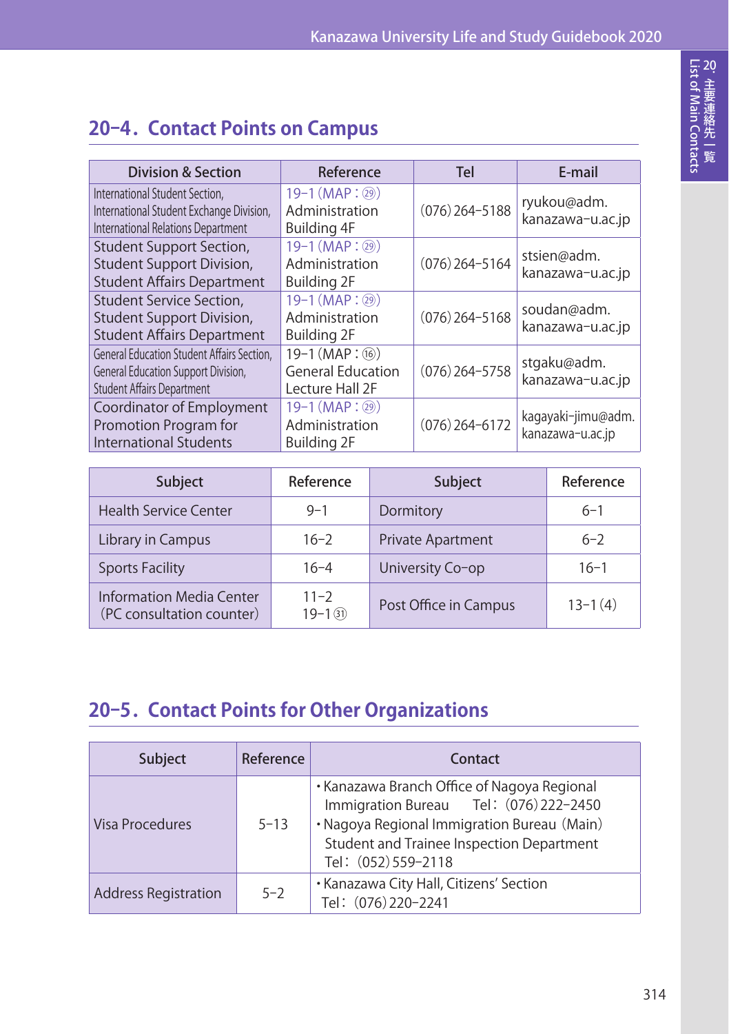## 20-4. Contact Points on Campus

| Division & Section | Reference | Tel | E-mail |
|---|---|---|---|
| International Student Section, International Student Exchange Division, International Relations Department | 19-1 (MAP : ㉙) Administration Building 4F | (076) 264-5188 | ryukou@adm.kanazawa-u.ac.jp |
| Student Support Section, Student Support Division, Student Affairs Department | 19-1 (MAP : ㉙) Administration Building 2F | (076) 264-5164 | stsien@adm.kanazawa-u.ac.jp |
| Student Service Section, Student Support Division, Student Affairs Department | 19-1 (MAP : ㉙) Administration Building 2F | (076) 264-5168 | soudan@adm.kanazawa-u.ac.jp |
| General Education Student Affairs Section, General Education Support Division, Student Affairs Department | 19-1 (MAP : ⑯) General Education Lecture Hall 2F | (076) 264-5758 | stgaku@adm.kanazawa-u.ac.jp |
| Coordinator of Employment Promotion Program for International Students | 19-1 (MAP : ㉙) Administration Building 2F | (076) 264-6172 | kagayaki-jimu@adm.kanazawa-u.ac.jp |

| Subject | Reference | Subject | Reference |
|---|---|---|---|
| Health Service Center | 9-1 | Dormitory | 6-1 |
| Library in Campus | 16-2 | Private Apartment | 6-2 |
| Sports Facility | 16-4 | University Co-op | 16-1 |
| Information Media Center (PC consultation counter) | 11-2<br>19-1 ㉛ | Post Office in Campus | 13-1 (4) |

## 20-5. Contact Points for Other Organizations

| Subject | Reference | Contact |
|---|---|---|
| Visa Procedures | 5-13 | • Kanazawa Branch Office of Nagoya Regional Immigration Bureau Tel: (076) 222-2450<br>• Nagoya Regional Immigration Bureau (Main) Student and Trainee Inspection Department Tel: (052) 559-2118 |
| Address Registration | 5-2 | • Kanazawa City Hall, Citizens' Section Tel: (076) 220-2241 |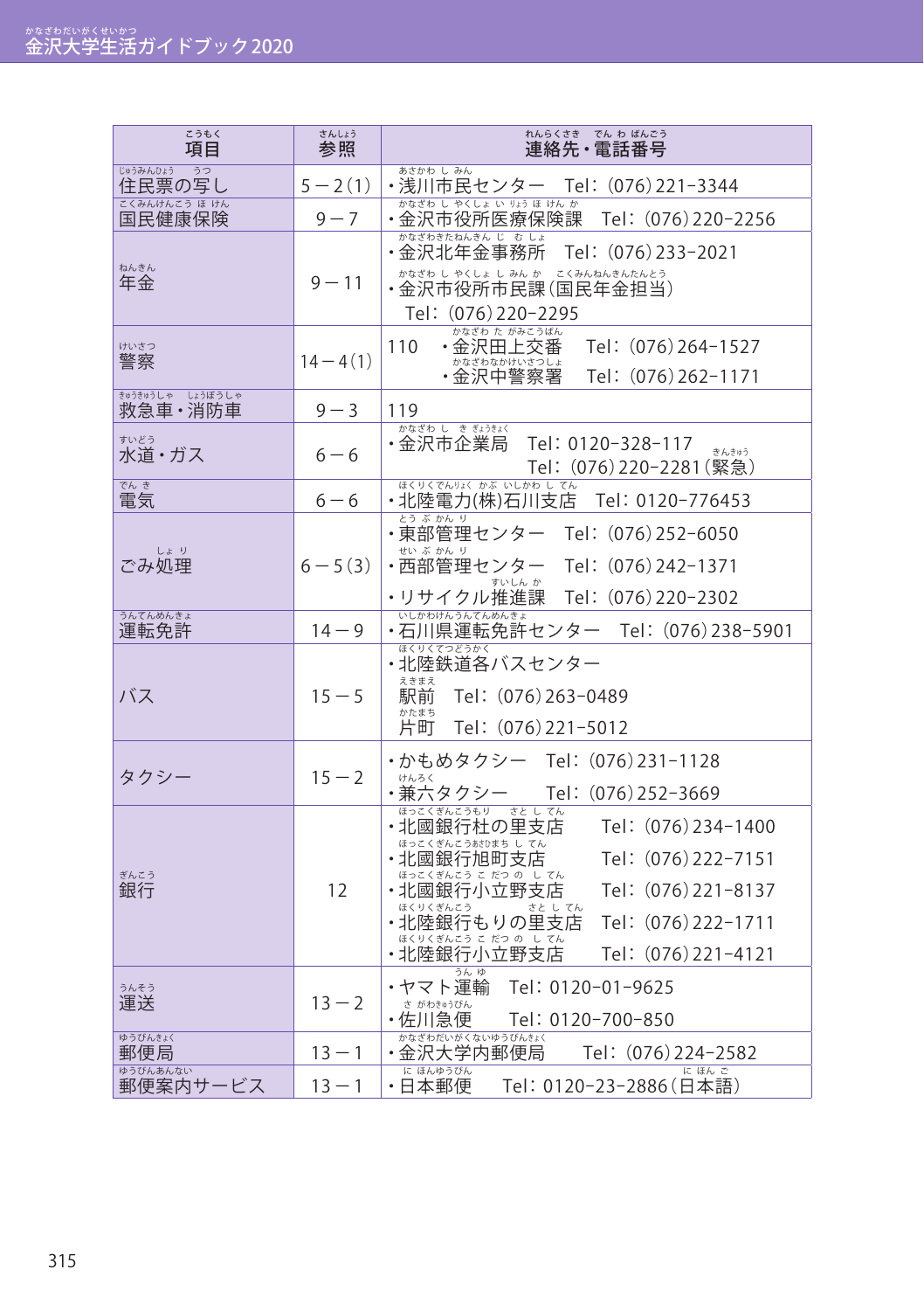| 項目 | 参照 | 連絡先・電話番号 |
|---|---|---|
| 住民票の写し | 5－2(1) | ・浅川市民センター　Tel：(076) 221-3344 |
| 国民健康保険 | 9－7 | ・金沢市役所医療保険課　Tel：(076) 220-2256 |
| 年金 | 9－11 | ・金沢北年金事務所　Tel：(076) 233-2021<br>・金沢市役所市民課（国民年金担当）<br>Tel：(076) 220-2295 |
| 警察 | 14－4(1) | 110　・金沢田上交番　Tel：(076) 264-1527<br>・金沢中警察署　Tel：(076) 262-1171 |
| 救急車・消防車 | 9－3 | 119 |
| 水道・ガス | 6－6 | ・金沢市企業局　Tel：0120-328-117<br>Tel：(076) 220-2281（緊急） |
| 電気 | 6－6 | ・北陸電力(株)石川支店　Tel：0120-776453 |
| ごみ処理 | 6－5(3) | ・東部管理センター　Tel：(076) 252-6050<br>・西部管理センター　Tel：(076) 242-1371<br>・リサイクル推進課　Tel：(076) 220-2302 |
| 運転免許 | 14－9 | ・石川県運転免許センター　Tel：(076) 238-5901 |
| バス | 15－5 | ・北鉄道各バスセンター<br>駅前　Tel：(076) 263-0489<br>片町　Tel：(076) 221-5012 |
| タクシー | 15－2 | ・かもめタクシー　Tel：(076) 231-1128<br>・兼六タクシー　Tel：(076) 252-3669 |
| 銀行 | 12 | ・北國銀行杜の里支店　Tel：(076) 234-1400<br>・北國銀行旭町支店　Tel：(076) 222-7151<br>・北國銀行小立野支店　Tel：(076) 221-8137<br>・北陸銀行もりの里支店　Tel：(076) 222-1711<br>・北陸銀行小立野支店　Tel：(076) 221-4121 |
| 運送 | 13－2 | ・ヤマト運輸　Tel：0120-01-9625<br>・佐川急便　Tel：0120-700-850 |
| 郵便局 | 13－1 | ・金沢大学内郵便局　Tel：(076) 224-2582 |
| 郵便案内サービス | 13－1 | ・日本郵便　Tel：0120-23-2886（日本語） |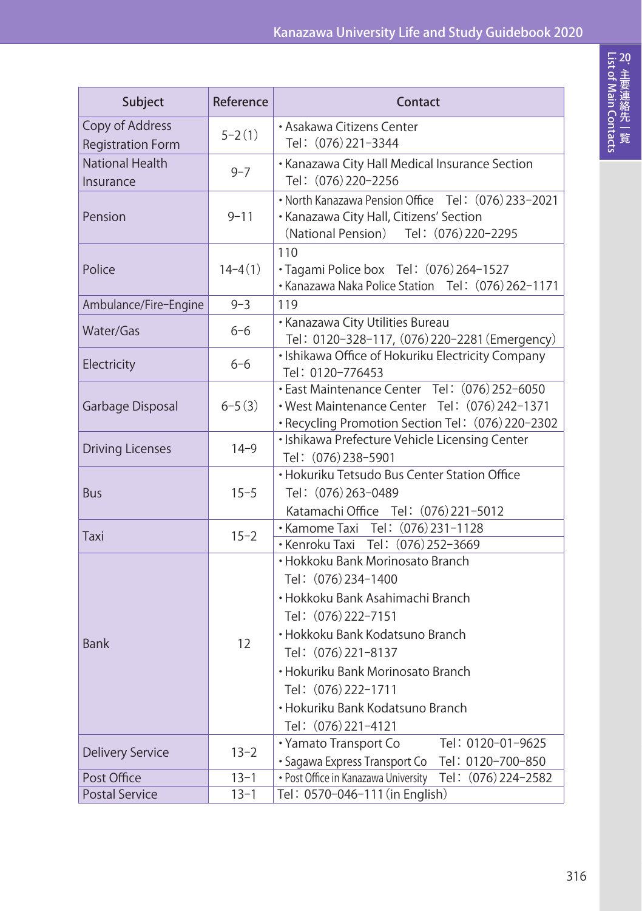| Subject | Reference | Contact |
|---|---|---|
| Copy of Address Registration Form | 5-2 (1) | • Asakawa Citizens Center<br>Tel: (076) 221-3344 |
| National Health Insurance | 9-7 | • Kanazawa City Hall Medical Insurance Section<br>Tel: (076) 220-2256 |
| Pension | 9-11 | • North Kanazawa Pension Office Tel: (076) 233-2021<br>• Kanazawa City Hall, Citizens' Section<br>(National Pension) Tel: (076) 220-2295 |
| Police | 14-4 (1) | 110<br>• Tagami Police box Tel: (076) 264-1527<br>• Kanazawa Naka Police Station Tel: (076) 262-1171 |
| Ambulance/Fire-Engine | 9-3 | 119 |
| Water/Gas | 6-6 | • Kanazawa City Utilities Bureau<br>Tel: 0120-328-117, (076) 220-2281 (Emergency) |
| Electricity | 6-6 | • Ishikawa Office of Hokuriku Electricity Company<br>Tel: 0120-776453 |
| Garbage Disposal | 6-5 (3) | • East Maintenance Center Tel: (076) 252-6050<br>• West Maintenance Center Tel: (076) 242-1371<br>• Recycling Promotion Section Tel: (076) 220-2302 |
| Driving Licenses | 14-9 | • Ishikawa Prefecture Vehicle Licensing Center<br>Tel: (076) 238-5901 |
| Bus | 15-5 | • Hokuriku Tetsudo Bus Center Station Office<br>Tel: (076) 263-0489<br>Katamachi Office Tel: (076) 221-5012 |
| Taxi | 15-2 | • Kamome Taxi Tel: (076) 231-1128<br>• Kenroku Taxi Tel: (076) 252-3669 |
| Bank | 12 | • Hokkoku Bank Morinosato Branch<br>Tel: (076) 234-1400<br>• Hokkoku Bank Asahimachi Branch<br>Tel: (076) 222-7151<br>• Hokkoku Bank Kodatsuno Branch<br>Tel: (076) 221-8137<br>• Hokuriku Bank Morinosato Branch<br>Tel: (076) 222-1711<br>• Hokuriku Bank Kodatsuno Branch<br>Tel: (076) 221-4121 |
| Delivery Service | 13-2 | • Yamato Transport Co Tel: 0120-01-9625<br>• Sagawa Express Transport Co Tel: 0120-700-850 |
| Post Office | 13-1 | • Post Office in Kanazawa University Tel: (076) 224-2582 |
| Postal Service | 13-1 | Tel: 0570-046-111 (in English) |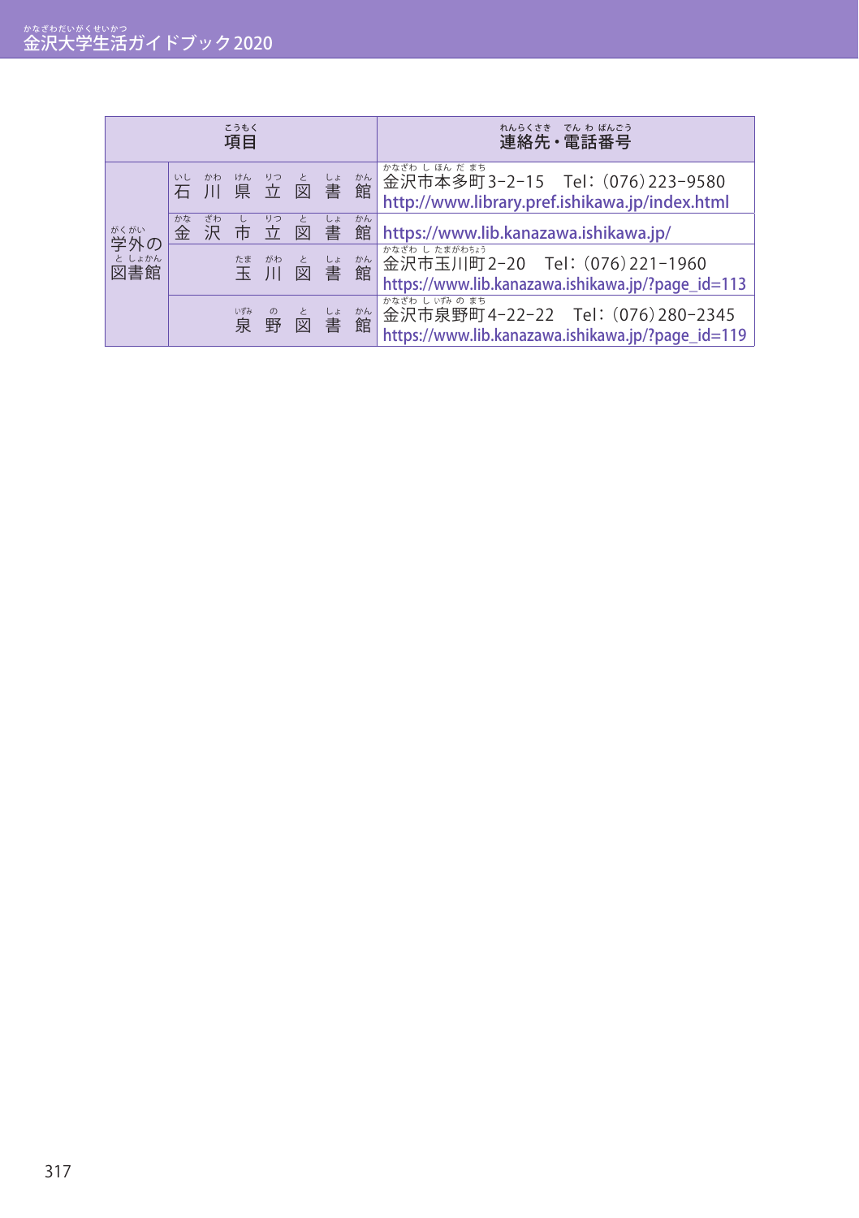| 項目 | | 連絡先・電話番号 |
|---|---|---|
| 学外の図書館 | 石川県立図書館 | 金沢市本多町3-2-15　Tel：(076)223-9580<br>http://www.library.pref.ishikawa.jp/index.html |
| | 金沢市立図書館 | https://www.lib.kanazawa.ishikawa.jp/ |
| | 玉川図書館 | 金沢市玉川町2-20　Tel：(076)221-1960<br>https://www.lib.kanazawa.ishikawa.jp/?page_id=113 |
| | 泉野図書館 | 金沢市泉野町4-22-22　Tel：(076)280-2345<br>https://www.lib.kanazawa.ishikawa.jp/?page_id=119 |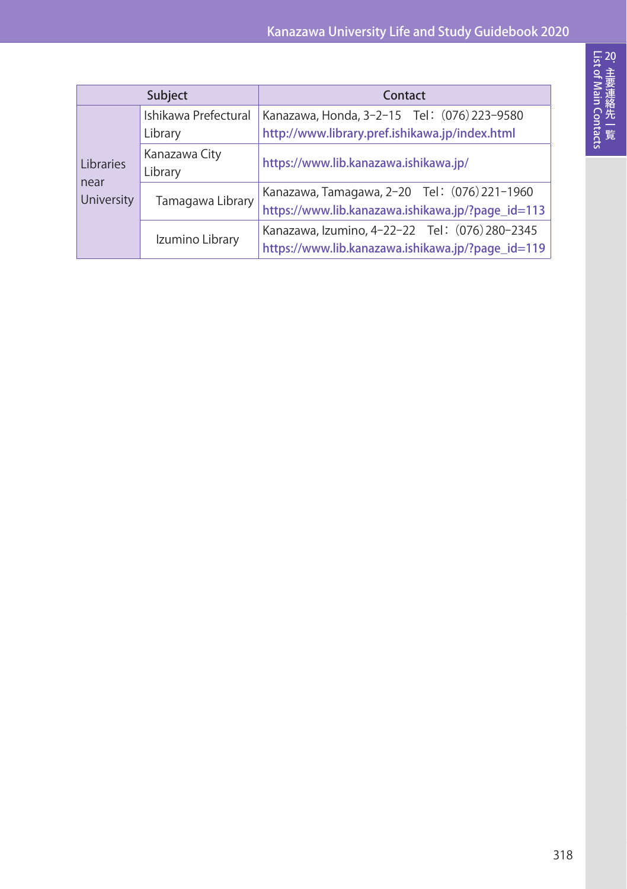| Subject | | Contact |
|---|---|---|
| Libraries near University | Ishikawa Prefectural Library | Kanazawa, Honda, 3−2−15　Tel：(076) 223−9580<br>http://www.library.pref.ishikawa.jp/index.html |
| | Kanazawa City Library | https://www.lib.kanazawa.ishikawa.jp/ |
| | Tamagawa Library | Kanazawa, Tamagawa, 2−20　Tel：(076) 221−1960<br>https://www.lib.kanazawa.ishikawa.jp/?page_id=113 |
| | Izumino Library | Kanazawa, Izumino, 4−22−22　Tel：(076) 280−2345<br>https://www.lib.kanazawa.ishikawa.jp/?page_id=119 |